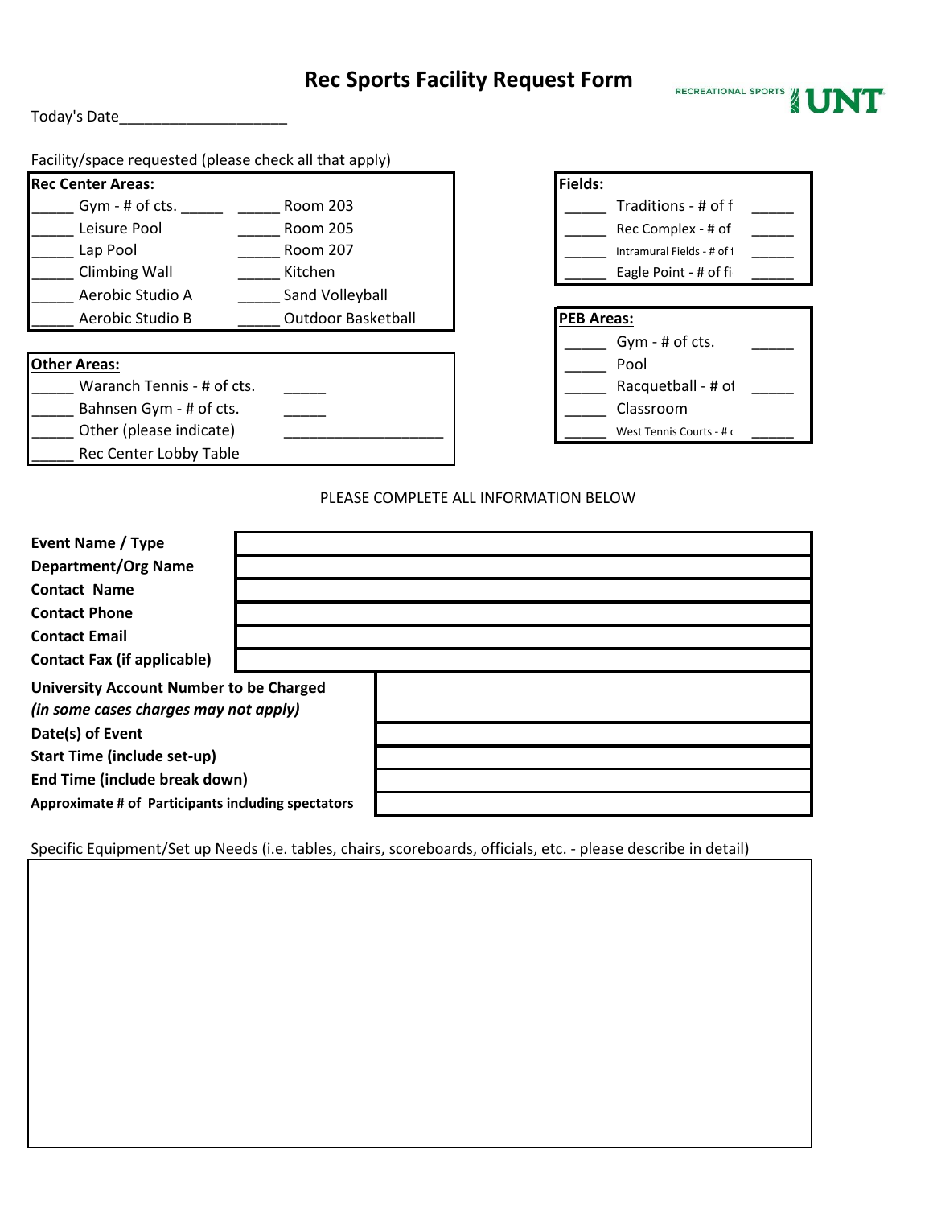# Rec Sports Facility Request Form

RECREATIONAL SPORTS UNT

Today's Date____________________

Facility/space requested (please check all that apply)

**Rec Center Areas:**

| | | | |
|---|---|---|---|
| _____ | Gym - # of cts. _____ | _____ | Room 203 |
| _____ | Leisure Pool | _____ | Room 205 |
| _____ | Lap Pool | _____ | Room 207 |
| _____ | Climbing Wall | _____ | Kitchen |
| _____ | Aerobic Studio A | _____ | Sand Volleyball |
| _____ | Aerobic Studio B | _____ | Outdoor Basketball |

**Other Areas:**

| | | |
|---|---|---|
| _____ | Waranch Tennis - # of cts. | _____ |
| _____ | Bahnsen Gym - # of cts. | _____ |
| _____ | Other (please indicate) | ___________________ |
| _____ | Rec Center Lobby Table | |

**Fields:**

| | | |
|---|---|---|
| _____ | Traditions - # of f | _____ |
| _____ | Rec Complex - # of | _____ |
| _____ | Intramural Fields - # of f | _____ |
| _____ | Eagle Point - # of fi | _____ |

**PEB Areas:**

| | | |
|---|---|---|
| _____ | Gym - # of cts. | _____ |
| _____ | Pool | |
| _____ | Racquetball - # of | _____ |
| _____ | Classroom | |
| _____ | West Tennis Courts - # c | _____ |

PLEASE COMPLETE ALL INFORMATION BELOW

| | |
|---|---|
| **Event Name / Type** | |
| **Department/Org Name** | |
| **Contact Name** | |
| **Contact Phone** | |
| **Contact Email** | |
| **Contact Fax (if applicable)** | |
| **University Account Number to be Charged** ***(in some cases charges may not apply)*** | |
| **Date(s) of Event** | |
| **Start Time (include set-up)** | |
| **End Time (include break down)** | |
| **Approximate # of Participants including spectators** | |

Specific Equipment/Set up Needs (i.e. tables, chairs, scoreboards, officials, etc. - please describe in detail)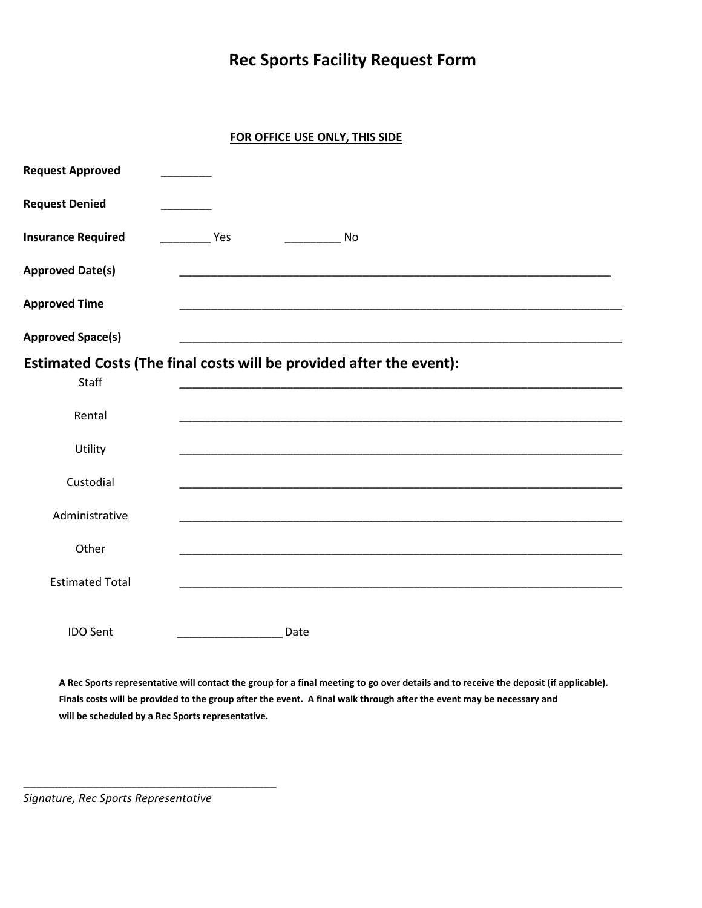# Rec Sports Facility Request Form

**FOR OFFICE USE ONLY, THIS SIDE**

**Request Approved** ________

**Request Denied** ________

**Insurance Required** ________ Yes _________ No

**Approved Date(s)** _______________________________________________________________________

**Approved Time** _________________________________________________________________________

**Approved Space(s)** _________________________________________________________________________

## Estimated Costs (The final costs will be provided after the event):

Staff _________________________________________________________________________

Rental _________________________________________________________________________

Utility _________________________________________________________________________

Custodial _________________________________________________________________________

Administrative _________________________________________________________________________

Other _________________________________________________________________________

Estimated Total _________________________________________________________________________

IDO Sent _________________ Date

**A Rec Sports representative will contact the group for a final meeting to go over details and to receive the deposit (if applicable). Finals costs will be provided to the group after the event. A final walk through after the event may be necessary and will be scheduled by a Rec Sports representative.**

___________________________________________

*Signature, Rec Sports Representative*